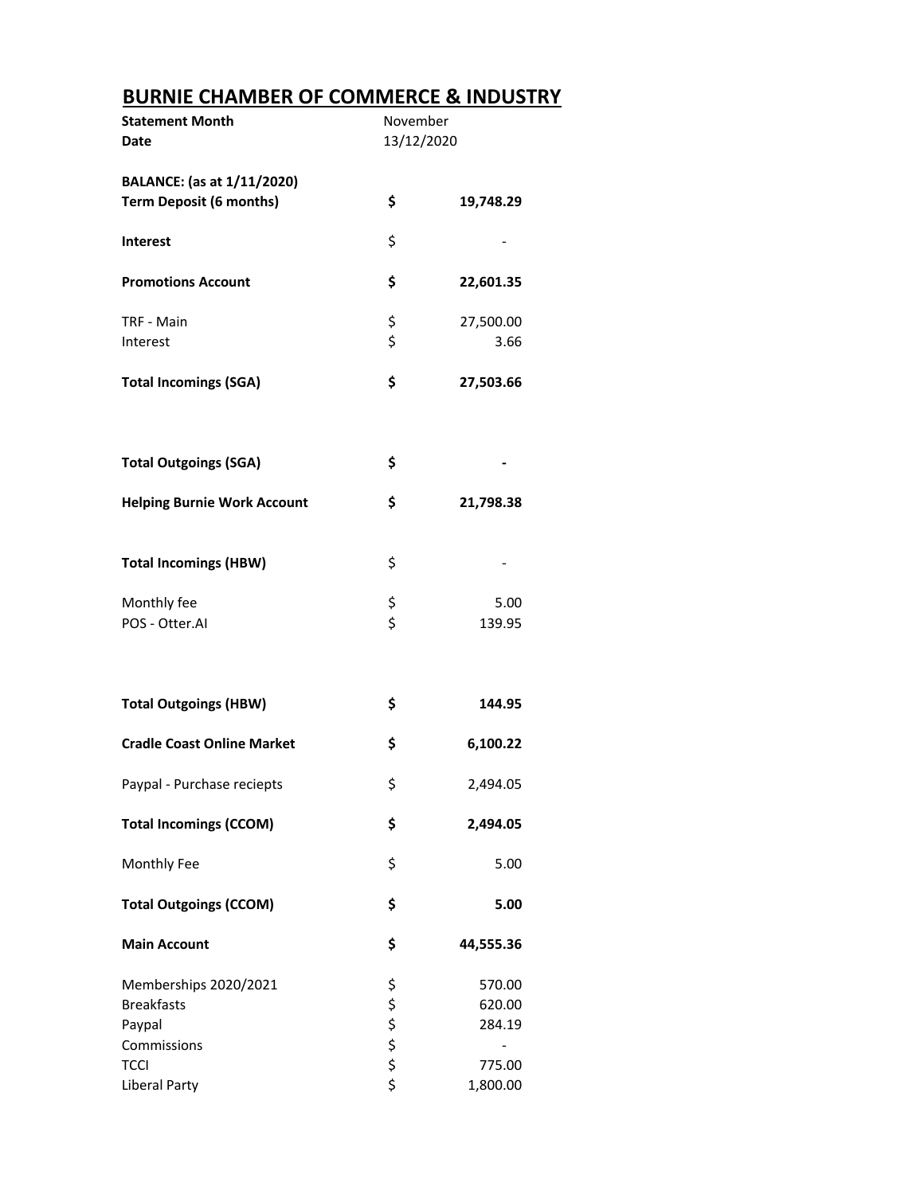# BURNIE CHAMBER OF COMMERCE & INDUSTRY

| | | |
|---|---|---|
| **Statement Month** | November | |
| **Date** | 13/12/2020 | |
| | | |
| **BALANCE: (as at 1/11/2020)** | | |
| **Term Deposit (6 months)** | **$** | **19,748.29** |
| | | |
| **Interest** | $ | - |
| | | |
| **Promotions Account** | **$** | **22,601.35** |
| | | |
| TRF - Main | $ | 27,500.00 |
| Interest | $ | 3.66 |
| | | |
| **Total Incomings (SGA)** | **$** | **27,503.66** |
| | | |
| **Total Outgoings (SGA)** | **$** | **-** |
| | | |
| **Helping Burnie Work Account** | **$** | **21,798.38** |
| | | |
| **Total Incomings (HBW)** | $ | - |
| | | |
| Monthly fee | $ | 5.00 |
| POS - Otter.AI | $ | 139.95 |
| | | |
| **Total Outgoings (HBW)** | **$** | **144.95** |
| | | |
| **Cradle Coast Online Market** | **$** | **6,100.22** |
| | | |
| Paypal - Purchase reciepts | $ | 2,494.05 |
| | | |
| **Total Incomings (CCOM)** | **$** | **2,494.05** |
| | | |
| Monthly Fee | $ | 5.00 |
| | | |
| **Total Outgoings (CCOM)** | **$** | **5.00** |
| | | |
| **Main Account** | **$** | **44,555.36** |
| | | |
| Memberships 2020/2021 | $ | 570.00 |
| Breakfasts | $ | 620.00 |
| Paypal | $ | 284.19 |
| Commissions | $ | - |
| TCCI | $ | 775.00 |
| Liberal Party | $ | 1,800.00 |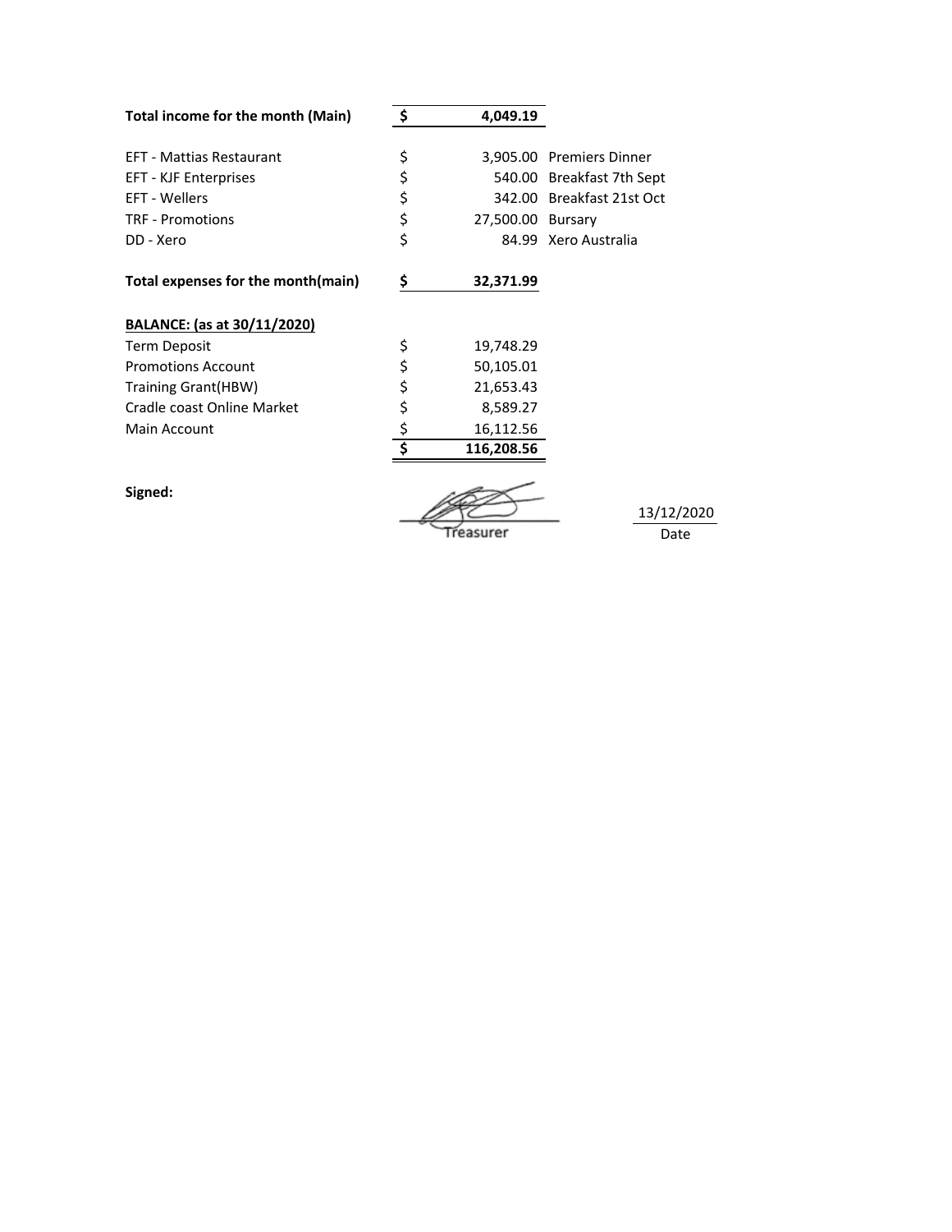| | | | |
|---|---|---|---|
| **Total income for the month (Main)** | **$** | **4,049.19** | |
| | | | |
| EFT - Mattias Restaurant | $ | 3,905.00 | Premiers Dinner |
| EFT - KJF Enterprises | $ | 540.00 | Breakfast 7th Sept |
| EFT - Wellers | $ | 342.00 | Breakfast 21st Oct |
| TRF - Promotions | $ | 27,500.00 | Bursary |
| DD - Xero | $ | 84.99 | Xero Australia |
| | | | |
| **Total expenses for the month(main)** | **$** | **32,371.99** | |

| | | |
|---|---|---|
| **BALANCE: (as at 30/11/2020)** | | |
| Term Deposit | $ | 19,748.29 |
| Promotions Account | $ | 50,105.01 |
| Training Grant(HBW) | $ | 21,653.43 |
| Cradle coast Online Market | $ | 8,589.27 |
| Main Account | $ | 16,112.56 |
| | **$** | **116,208.56** |

**Signed:**

Treasurer

13/12/2020
Date